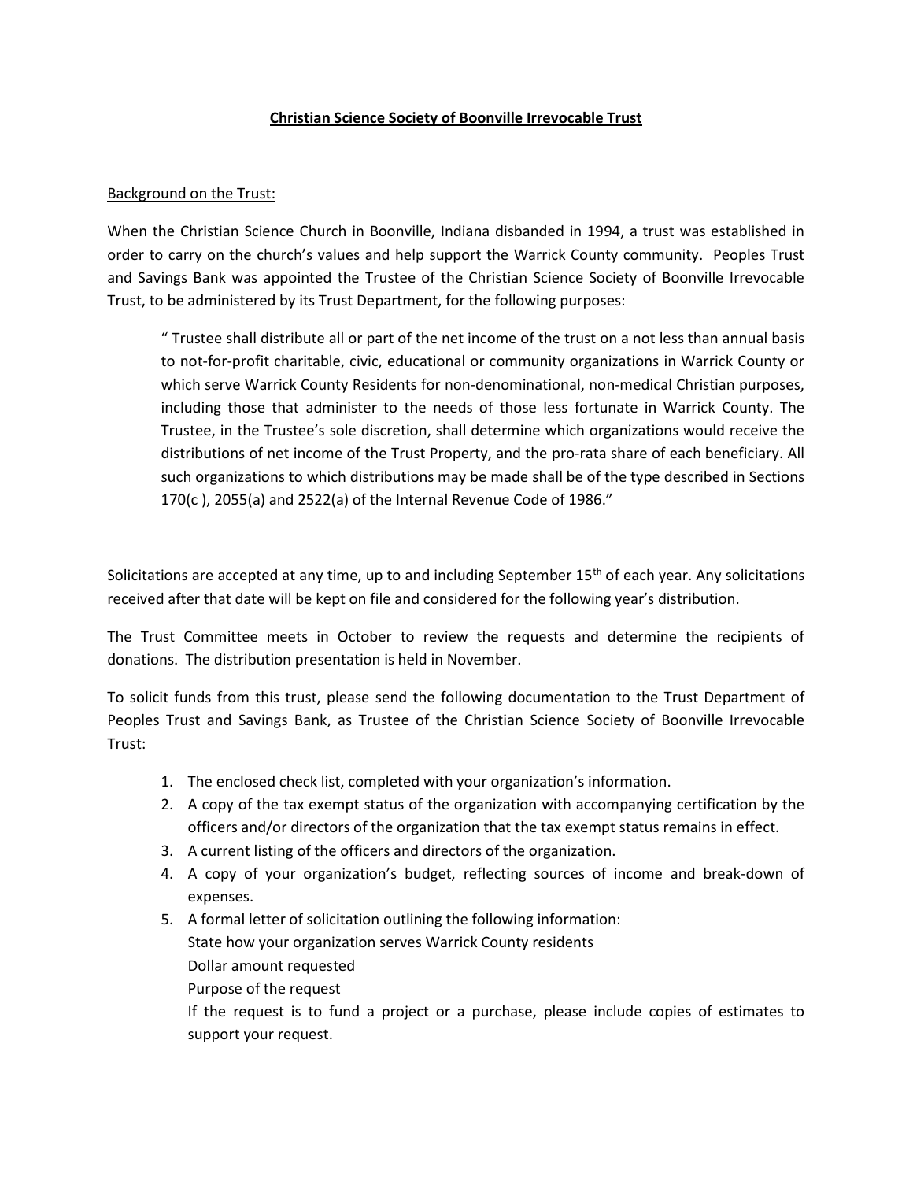# Christian Science Society of Boonville Irrevocable Trust

Background on the Trust:

When the Christian Science Church in Boonville, Indiana disbanded in 1994, a trust was established in order to carry on the church's values and help support the Warrick County community. Peoples Trust and Savings Bank was appointed the Trustee of the Christian Science Society of Boonville Irrevocable Trust, to be administered by its Trust Department, for the following purposes:

> " Trustee shall distribute all or part of the net income of the trust on a not less than annual basis to not-for-profit charitable, civic, educational or community organizations in Warrick County or which serve Warrick County Residents for non-denominational, non-medical Christian purposes, including those that administer to the needs of those less fortunate in Warrick County. The Trustee, in the Trustee's sole discretion, shall determine which organizations would receive the distributions of net income of the Trust Property, and the pro-rata share of each beneficiary. All such organizations to which distributions may be made shall be of the type described in Sections 170(c ), 2055(a) and 2522(a) of the Internal Revenue Code of 1986."

Solicitations are accepted at any time, up to and including September 15th of each year. Any solicitations received after that date will be kept on file and considered for the following year's distribution.

The Trust Committee meets in October to review the requests and determine the recipients of donations. The distribution presentation is held in November.

To solicit funds from this trust, please send the following documentation to the Trust Department of Peoples Trust and Savings Bank, as Trustee of the Christian Science Society of Boonville Irrevocable Trust:

1. The enclosed check list, completed with your organization's information.
2. A copy of the tax exempt status of the organization with accompanying certification by the officers and/or directors of the organization that the tax exempt status remains in effect.
3. A current listing of the officers and directors of the organization.
4. A copy of your organization's budget, reflecting sources of income and break-down of expenses.
5. A formal letter of solicitation outlining the following information:
   State how your organization serves Warrick County residents
   Dollar amount requested
   Purpose of the request
   If the request is to fund a project or a purchase, please include copies of estimates to support your request.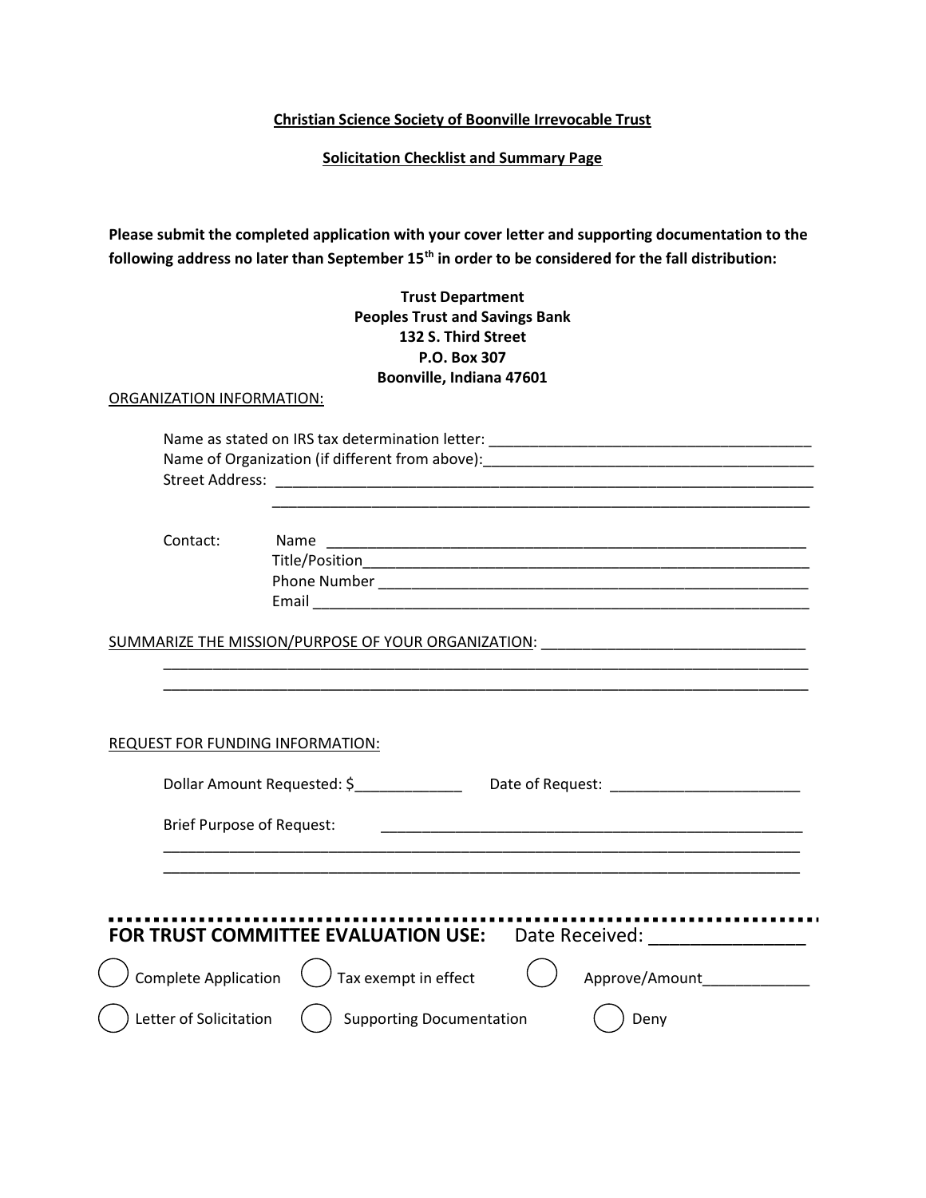**Christian Science Society of Boonville Irrevocable Trust**

**Solicitation Checklist and Summary Page**

**Please submit the completed application with your cover letter and supporting documentation to the following address no later than September 15th in order to be considered for the fall distribution:**

**Trust Department**
**Peoples Trust and Savings Bank**
**132 S. Third Street**
**P.O. Box 307**
**Boonville, Indiana 47601**

ORGANIZATION INFORMATION:

Name as stated on IRS tax determination letter: ________________________________________
Name of Organization (if different from above): ________________________________________
Street Address: ____________________________________________________________________
____________________________________________________________________

Contact: Name ____________________________________________________________
Title/Position ____________________________________________________________
Phone Number ____________________________________________________________
Email ____________________________________________________________

SUMMARIZE THE MISSION/PURPOSE OF YOUR ORGANIZATION: ________________________________
________________________________________________________________________________
________________________________________________________________________________

REQUEST FOR FUNDING INFORMATION:

Dollar Amount Requested: $_____________ Date of Request: _______________________

Brief Purpose of Request: ____________________________________________________
________________________________________________________________________________
________________________________________________________________________________

**FOR TRUST COMMITTEE EVALUATION USE:** Date Received: _______________

◯ Complete Application ◯ Tax exempt in effect ◯ Approve/Amount____________

◯ Letter of Solicitation ◯ Supporting Documentation ◯ Deny